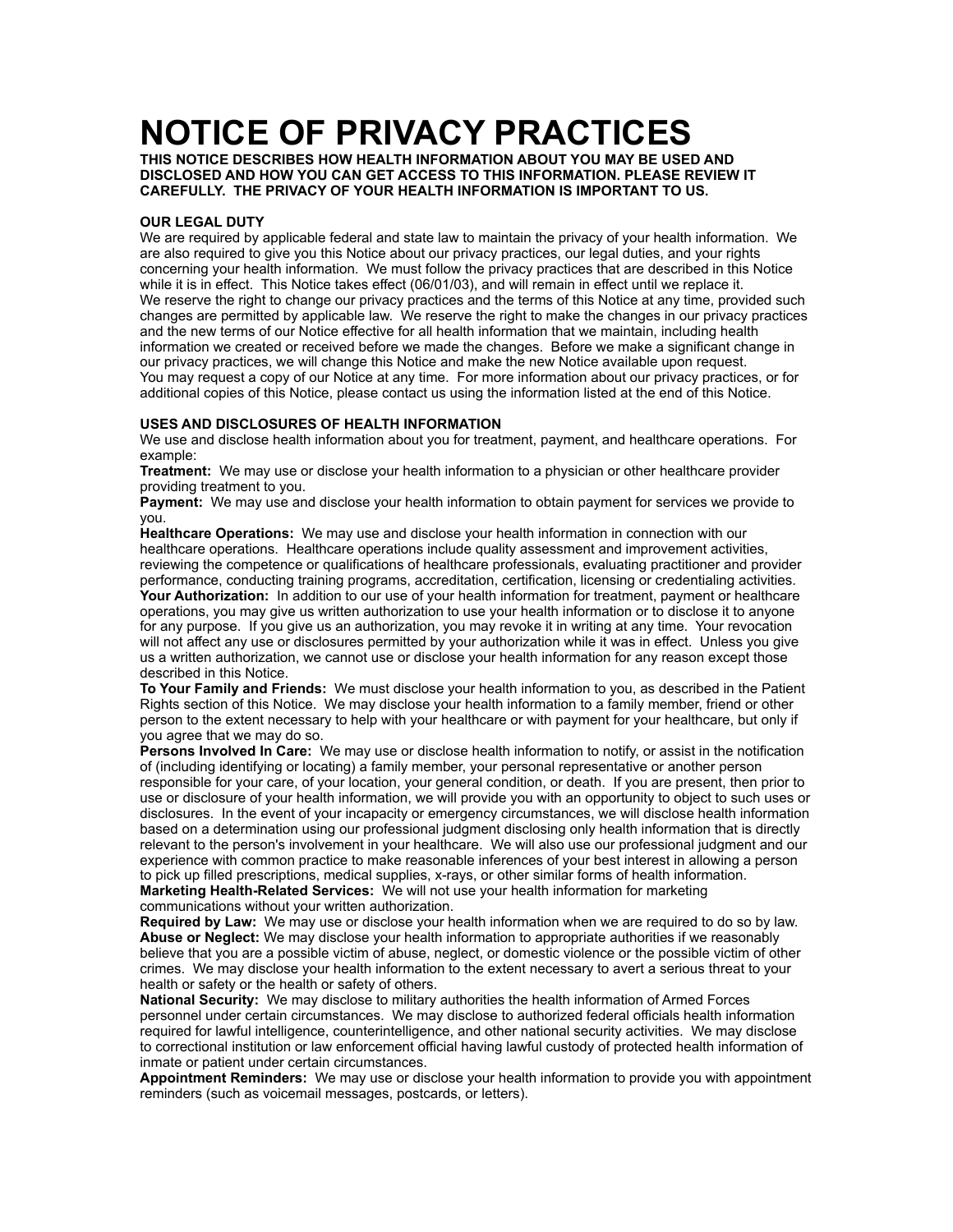# NOTICE OF PRIVACY PRACTICES

**THIS NOTICE DESCRIBES HOW HEALTH INFORMATION ABOUT YOU MAY BE USED AND DISCLOSED AND HOW YOU CAN GET ACCESS TO THIS INFORMATION. PLEASE REVIEW IT CAREFULLY. THE PRIVACY OF YOUR HEALTH INFORMATION IS IMPORTANT TO US.**

**OUR LEGAL DUTY**

We are required by applicable federal and state law to maintain the privacy of your health information. We are also required to give you this Notice about our privacy practices, our legal duties, and your rights concerning your health information. We must follow the privacy practices that are described in this Notice while it is in effect. This Notice takes effect (06/01/03), and will remain in effect until we replace it.

We reserve the right to change our privacy practices and the terms of this Notice at any time, provided such changes are permitted by applicable law. We reserve the right to make the changes in our privacy practices and the new terms of our Notice effective for all health information that we maintain, including health information we created or received before we made the changes. Before we make a significant change in our privacy practices, we will change this Notice and make the new Notice available upon request.

You may request a copy of our Notice at any time. For more information about our privacy practices, or for additional copies of this Notice, please contact us using the information listed at the end of this Notice.

**USES AND DISCLOSURES OF HEALTH INFORMATION**

We use and disclose health information about you for treatment, payment, and healthcare operations. For example:

**Treatment:** We may use or disclose your health information to a physician or other healthcare provider providing treatment to you.

**Payment:** We may use and disclose your health information to obtain payment for services we provide to you.

**Healthcare Operations:** We may use and disclose your health information in connection with our healthcare operations. Healthcare operations include quality assessment and improvement activities, reviewing the competence or qualifications of healthcare professionals, evaluating practitioner and provider performance, conducting training programs, accreditation, certification, licensing or credentialing activities.

**Your Authorization:** In addition to our use of your health information for treatment, payment or healthcare operations, you may give us written authorization to use your health information or to disclose it to anyone for any purpose. If you give us an authorization, you may revoke it in writing at any time. Your revocation will not affect any use or disclosures permitted by your authorization while it was in effect. Unless you give us a written authorization, we cannot use or disclose your health information for any reason except those described in this Notice.

**To Your Family and Friends:** We must disclose your health information to you, as described in the Patient Rights section of this Notice. We may disclose your health information to a family member, friend or other person to the extent necessary to help with your healthcare or with payment for your healthcare, but only if you agree that we may do so.

**Persons Involved In Care:** We may use or disclose health information to notify, or assist in the notification of (including identifying or locating) a family member, your personal representative or another person responsible for your care, of your location, your general condition, or death. If you are present, then prior to use or disclosure of your health information, we will provide you with an opportunity to object to such uses or disclosures. In the event of your incapacity or emergency circumstances, we will disclose health information based on a determination using our professional judgment disclosing only health information that is directly relevant to the person's involvement in your healthcare. We will also use our professional judgment and our experience with common practice to make reasonable inferences of your best interest in allowing a person to pick up filled prescriptions, medical supplies, x-rays, or other similar forms of health information.

**Marketing Health-Related Services:** We will not use your health information for marketing communications without your written authorization.

**Required by Law:** We may use or disclose your health information when we are required to do so by law.

**Abuse or Neglect:** We may disclose your health information to appropriate authorities if we reasonably believe that you are a possible victim of abuse, neglect, or domestic violence or the possible victim of other crimes. We may disclose your health information to the extent necessary to avert a serious threat to your health or safety or the health or safety of others.

**National Security:** We may disclose to military authorities the health information of Armed Forces personnel under certain circumstances. We may disclose to authorized federal officials health information required for lawful intelligence, counterintelligence, and other national security activities. We may disclose to correctional institution or law enforcement official having lawful custody of protected health information of inmate or patient under certain circumstances.

**Appointment Reminders:** We may use or disclose your health information to provide you with appointment reminders (such as voicemail messages, postcards, or letters).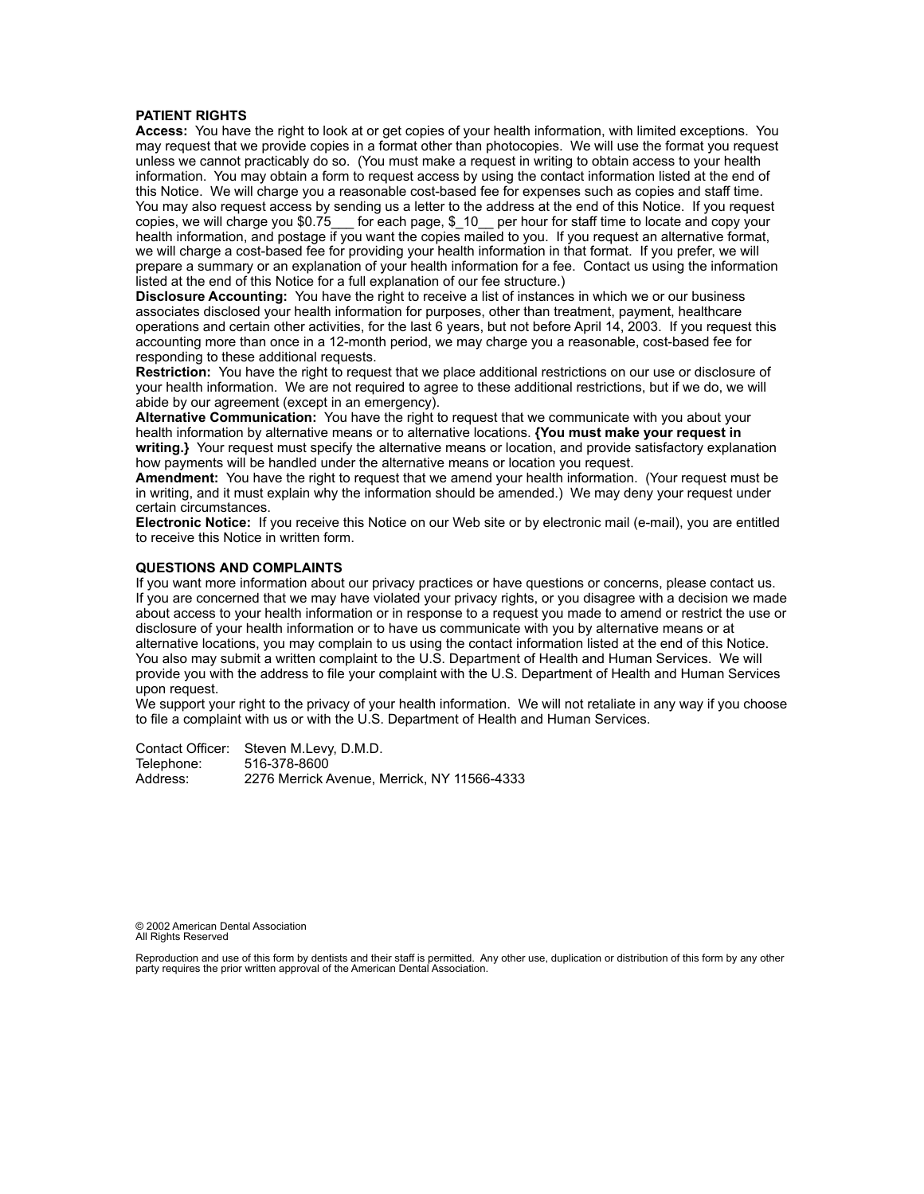**PATIENT RIGHTS**

**Access:** You have the right to look at or get copies of your health information, with limited exceptions. You may request that we provide copies in a format other than photocopies. We will use the format you request unless we cannot practicably do so. (You must make a request in writing to obtain access to your health information. You may obtain a form to request access by using the contact information listed at the end of this Notice. We will charge you a reasonable cost-based fee for expenses such as copies and staff time. You may also request access by sending us a letter to the address at the end of this Notice. If you request copies, we will charge you $0.75___ for each page, $_10__ per hour for staff time to locate and copy your health information, and postage if you want the copies mailed to you. If you request an alternative format, we will charge a cost-based fee for providing your health information in that format. If you prefer, we will prepare a summary or an explanation of your health information for a fee. Contact us using the information listed at the end of this Notice for a full explanation of our fee structure.)

**Disclosure Accounting:** You have the right to receive a list of instances in which we or our business associates disclosed your health information for purposes, other than treatment, payment, healthcare operations and certain other activities, for the last 6 years, but not before April 14, 2003. If you request this accounting more than once in a 12-month period, we may charge you a reasonable, cost-based fee for responding to these additional requests.

**Restriction:** You have the right to request that we place additional restrictions on our use or disclosure of your health information. We are not required to agree to these additional restrictions, but if we do, we will abide by our agreement (except in an emergency).

**Alternative Communication:** You have the right to request that we communicate with you about your health information by alternative means or to alternative locations. **{You must make your request in writing.}** Your request must specify the alternative means or location, and provide satisfactory explanation how payments will be handled under the alternative means or location you request.

**Amendment:** You have the right to request that we amend your health information. (Your request must be in writing, and it must explain why the information should be amended.) We may deny your request under certain circumstances.

**Electronic Notice:** If you receive this Notice on our Web site or by electronic mail (e-mail), you are entitled to receive this Notice in written form.

**QUESTIONS AND COMPLAINTS**

If you want more information about our privacy practices or have questions or concerns, please contact us. If you are concerned that we may have violated your privacy rights, or you disagree with a decision we made about access to your health information or in response to a request you made to amend or restrict the use or disclosure of your health information or to have us communicate with you by alternative means or at alternative locations, you may complain to us using the contact information listed at the end of this Notice. You also may submit a written complaint to the U.S. Department of Health and Human Services. We will provide you with the address to file your complaint with the U.S. Department of Health and Human Services upon request.

We support your right to the privacy of your health information. We will not retaliate in any way if you choose to file a complaint with us or with the U.S. Department of Health and Human Services.

| | |
|---|---|
| Contact Officer: | Steven M.Levy, D.M.D. |
| Telephone: | 516-378-8600 |
| Address: | 2276 Merrick Avenue, Merrick, NY 11566-4333 |

© 2002 American Dental Association
All Rights Reserved

Reproduction and use of this form by dentists and their staff is permitted. Any other use, duplication or distribution of this form by any other party requires the prior written approval of the American Dental Association.